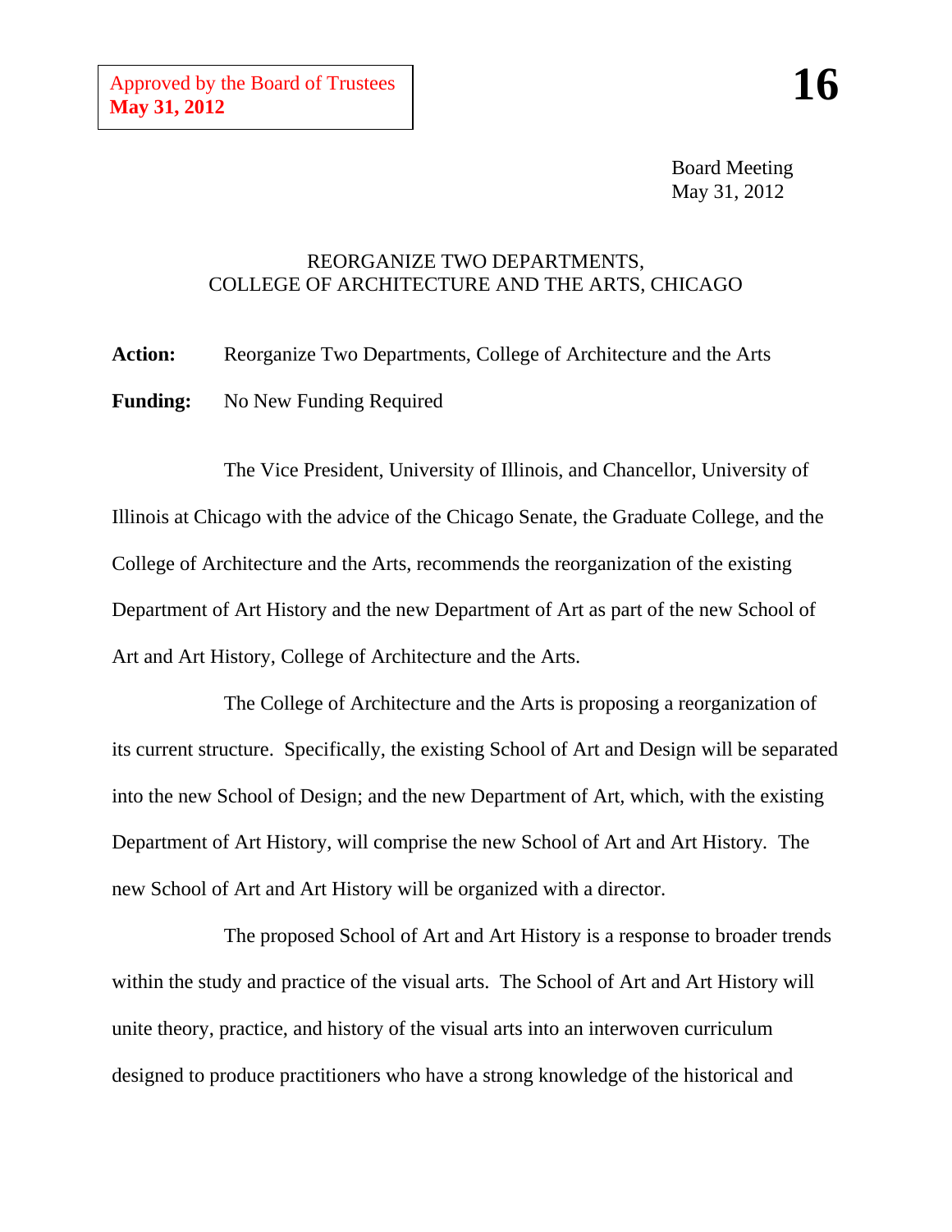Approved by the Board of Trustees
**May 31, 2012**

**16**

Board Meeting
May 31, 2012

# REORGANIZE TWO DEPARTMENTS, COLLEGE OF ARCHITECTURE AND THE ARTS, CHICAGO

**Action:** Reorganize Two Departments, College of Architecture and the Arts

**Funding:** No New Funding Required

The Vice President, University of Illinois, and Chancellor, University of Illinois at Chicago with the advice of the Chicago Senate, the Graduate College, and the College of Architecture and the Arts, recommends the reorganization of the existing Department of Art History and the new Department of Art as part of the new School of Art and Art History, College of Architecture and the Arts.

The College of Architecture and the Arts is proposing a reorganization of its current structure. Specifically, the existing School of Art and Design will be separated into the new School of Design; and the new Department of Art, which, with the existing Department of Art History, will comprise the new School of Art and Art History. The new School of Art and Art History will be organized with a director.

The proposed School of Art and Art History is a response to broader trends within the study and practice of the visual arts. The School of Art and Art History will unite theory, practice, and history of the visual arts into an interwoven curriculum designed to produce practitioners who have a strong knowledge of the historical and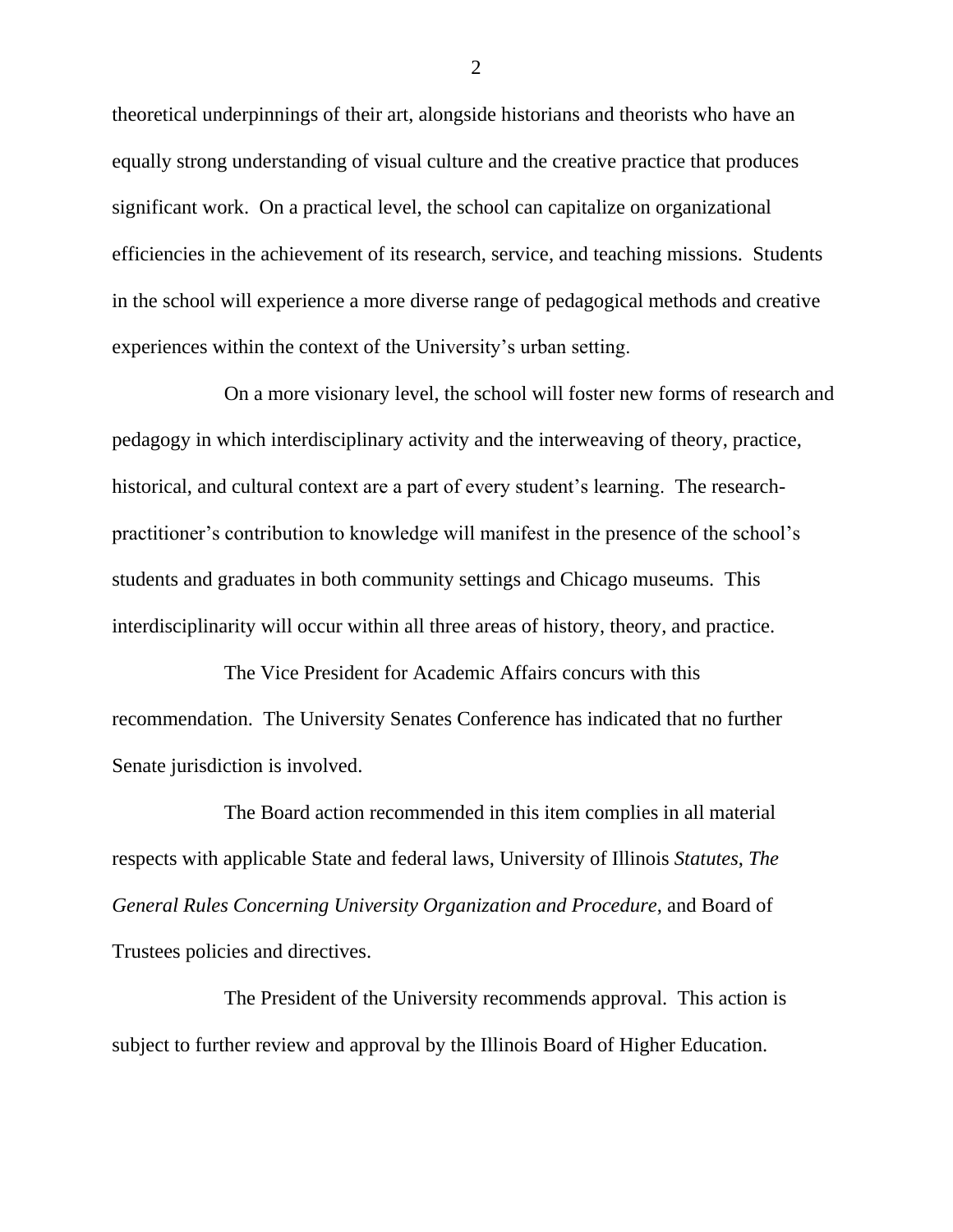theoretical underpinnings of their art, alongside historians and theorists who have an equally strong understanding of visual culture and the creative practice that produces significant work. On a practical level, the school can capitalize on organizational efficiencies in the achievement of its research, service, and teaching missions. Students in the school will experience a more diverse range of pedagogical methods and creative experiences within the context of the University's urban setting.

On a more visionary level, the school will foster new forms of research and pedagogy in which interdisciplinary activity and the interweaving of theory, practice, historical, and cultural context are a part of every student's learning. The research-practitioner's contribution to knowledge will manifest in the presence of the school's students and graduates in both community settings and Chicago museums. This interdisciplinarity will occur within all three areas of history, theory, and practice.

The Vice President for Academic Affairs concurs with this recommendation. The University Senates Conference has indicated that no further Senate jurisdiction is involved.

The Board action recommended in this item complies in all material respects with applicable State and federal laws, University of Illinois *Statutes*, *The General Rules Concerning University Organization and Procedure*, and Board of Trustees policies and directives.

The President of the University recommends approval. This action is subject to further review and approval by the Illinois Board of Higher Education.